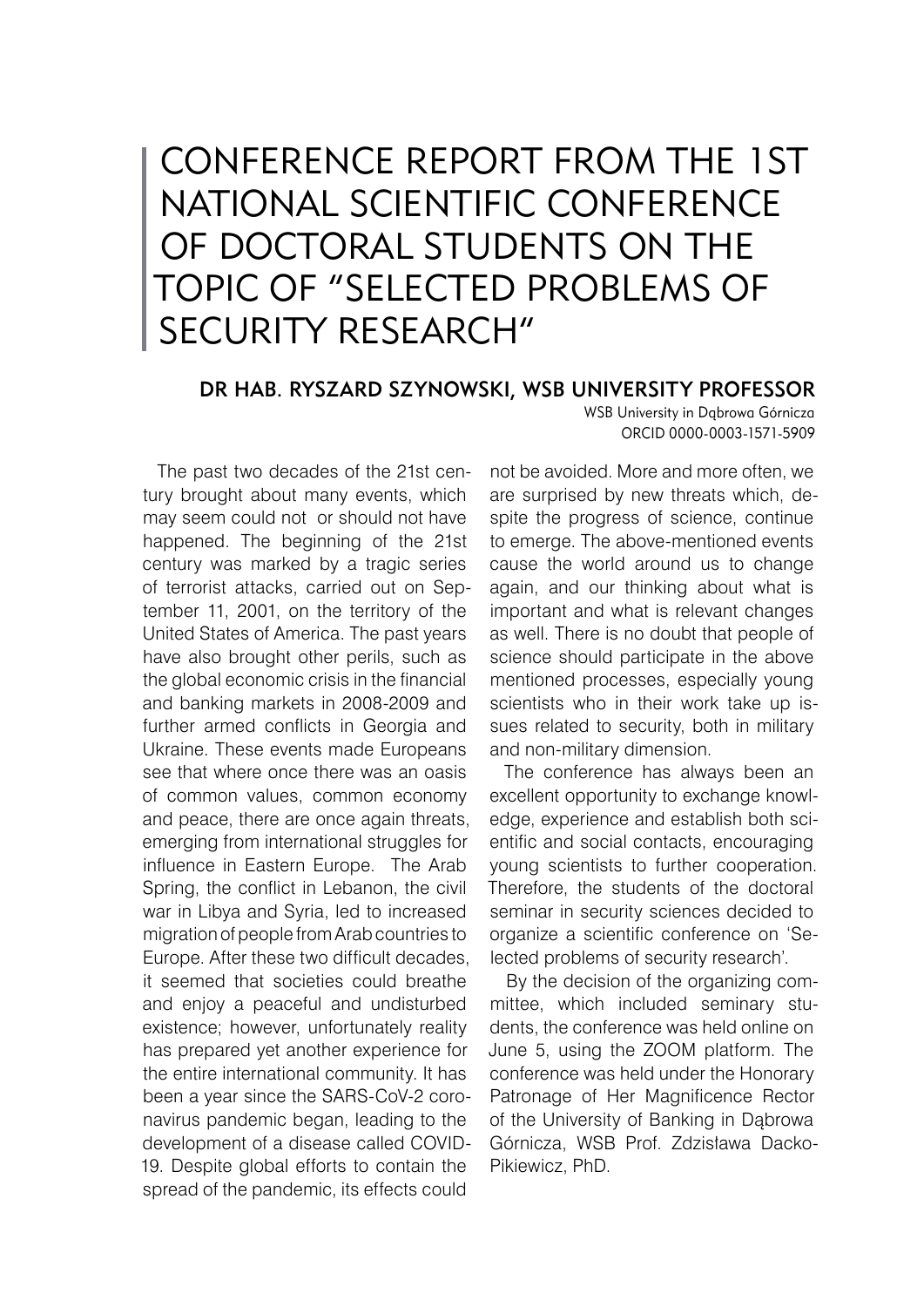# CONFERENCE REPORT FROM THE 1ST NATIONAL SCIENTIFIC CONFERENCE OF DOCTORAL STUDENTS ON THE TOPIC OF "SELECTED PROBLEMS OF SECURITY RESEARCH"

**DR HAB. RYSZARD SZYNOWSKI, WSB UNIVERSITY PROFESSOR**

WSB University in Dąbrowa Górnicza
ORCID 0000-0003-1571-5909

The past two decades of the 21st century brought about many events, which may seem could not or should not have happened. The beginning of the 21st century was marked by a tragic series of terrorist attacks, carried out on September 11, 2001, on the territory of the United States of America. The past years have also brought other perils, such as the global economic crisis in the financial and banking markets in 2008-2009 and further armed conflicts in Georgia and Ukraine. These events made Europeans see that where once there was an oasis of common values, common economy and peace, there are once again threats, emerging from international struggles for influence in Eastern Europe. The Arab Spring, the conflict in Lebanon, the civil war in Libya and Syria, led to increased migration of people from Arab countries to Europe. After these two difficult decades, it seemed that societies could breathe and enjoy a peaceful and undisturbed existence; however, unfortunately reality has prepared yet another experience for the entire international community. It has been a year since the SARS-CoV-2 coronavirus pandemic began, leading to the development of a disease called COVID-19. Despite global efforts to contain the spread of the pandemic, its effects could not be avoided. More and more often, we are surprised by new threats which, despite the progress of science, continue to emerge. The above-mentioned events cause the world around us to change again, and our thinking about what is important and what is relevant changes as well. There is no doubt that people of science should participate in the above mentioned processes, especially young scientists who in their work take up issues related to security, both in military and non-military dimension.

The conference has always been an excellent opportunity to exchange knowledge, experience and establish both scientific and social contacts, encouraging young scientists to further cooperation. Therefore, the students of the doctoral seminar in security sciences decided to organize a scientific conference on 'Selected problems of security research'.

By the decision of the organizing committee, which included seminary students, the conference was held online on June 5, using the ZOOM platform. The conference was held under the Honorary Patronage of Her Magnificence Rector of the University of Banking in Dąbrowa Górnicza, WSB Prof. Zdzisława Dacko-Pikiewicz, PhD.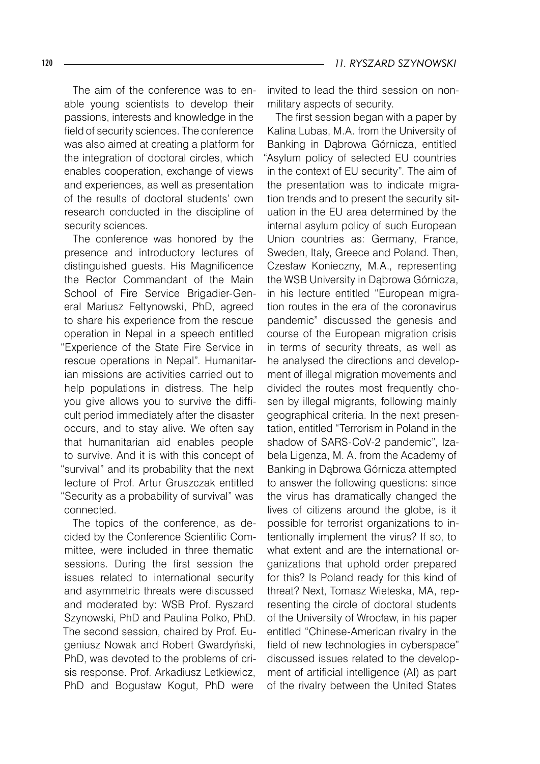The aim of the conference was to enable young scientists to develop their passions, interests and knowledge in the field of security sciences. The conference was also aimed at creating a platform for the integration of doctoral circles, which enables cooperation, exchange of views and experiences, as well as presentation of the results of doctoral students' own research conducted in the discipline of security sciences.

The conference was honored by the presence and introductory lectures of distinguished guests. His Magnificence the Rector Commandant of the Main School of Fire Service Brigadier-General Mariusz Feltynowski, PhD, agreed to share his experience from the rescue operation in Nepal in a speech entitled "Experience of the State Fire Service in rescue operations in Nepal". Humanitarian missions are activities carried out to help populations in distress. The help you give allows you to survive the difficult period immediately after the disaster occurs, and to stay alive. We often say that humanitarian aid enables people to survive. And it is with this concept of "survival" and its probability that the next lecture of Prof. Artur Gruszczak entitled "Security as a probability of survival" was connected.

The topics of the conference, as decided by the Conference Scientific Committee, were included in three thematic sessions. During the first session the issues related to international security and asymmetric threats were discussed and moderated by: WSB Prof. Ryszard Szynowski, PhD and Paulina Polko, PhD. The second session, chaired by Prof. Eugeniusz Nowak and Robert Gwardyński, PhD, was devoted to the problems of crisis response. Prof. Arkadiusz Letkiewicz, PhD and Bogusław Kogut, PhD were invited to lead the third session on non-military aspects of security.

The first session began with a paper by Kalina Lubas, M.A. from the University of Banking in Dąbrowa Górnicza, entitled "Asylum policy of selected EU countries in the context of EU security". The aim of the presentation was to indicate migration trends and to present the security situation in the EU area determined by the internal asylum policy of such European Union countries as: Germany, France, Sweden, Italy, Greece and Poland. Then, Czesław Konieczny, M.A., representing the WSB University in Dąbrowa Górnicza, in his lecture entitled "European migration routes in the era of the coronavirus pandemic" discussed the genesis and course of the European migration crisis in terms of security threats, as well as he analysed the directions and development of illegal migration movements and divided the routes most frequently chosen by illegal migrants, following mainly geographical criteria. In the next presentation, entitled "Terrorism in Poland in the shadow of SARS-CoV-2 pandemic", Izabela Ligenza, M. A. from the Academy of Banking in Dąbrowa Górnicza attempted to answer the following questions: since the virus has dramatically changed the lives of citizens around the globe, is it possible for terrorist organizations to intentionally implement the virus? If so, to what extent and are the international organizations that uphold order prepared for this? Is Poland ready for this kind of threat? Next, Tomasz Wieteska, MA, representing the circle of doctoral students of the University of Wrocław, in his paper entitled "Chinese-American rivalry in the field of new technologies in cyberspace" discussed issues related to the development of artificial intelligence (AI) as part of the rivalry between the United States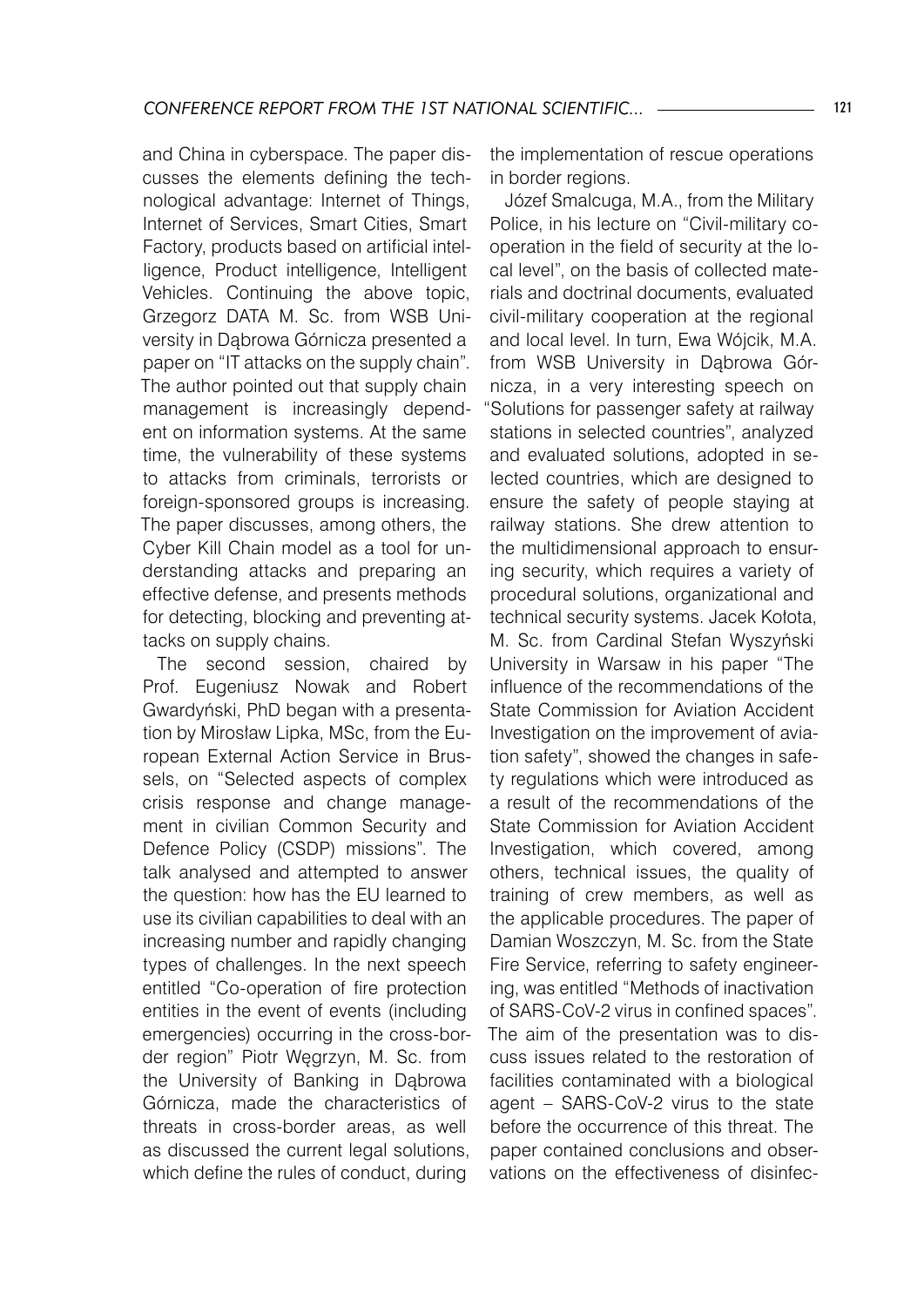and China in cyberspace. The paper discusses the elements defining the technological advantage: Internet of Things, Internet of Services, Smart Cities, Smart Factory, products based on artificial intelligence, Product intelligence, Intelligent Vehicles. Continuing the above topic, Grzegorz DATA M. Sc. from WSB University in Dąbrowa Górnicza presented a paper on "IT attacks on the supply chain". The author pointed out that supply chain management is increasingly dependent on information systems. At the same time, the vulnerability of these systems to attacks from criminals, terrorists or foreign-sponsored groups is increasing. The paper discusses, among others, the Cyber Kill Chain model as a tool for understanding attacks and preparing an effective defense, and presents methods for detecting, blocking and preventing attacks on supply chains.

The second session, chaired by Prof. Eugeniusz Nowak and Robert Gwardyński, PhD began with a presentation by Mirosław Lipka, MSc, from the European External Action Service in Brussels, on "Selected aspects of complex crisis response and change management in civilian Common Security and Defence Policy (CSDP) missions". The talk analysed and attempted to answer the question: how has the EU learned to use its civilian capabilities to deal with an increasing number and rapidly changing types of challenges. In the next speech entitled "Co-operation of fire protection entities in the event of events (including emergencies) occurring in the cross-border region" Piotr Węgrzyn, M. Sc. from the University of Banking in Dąbrowa Górnicza, made the characteristics of threats in cross-border areas, as well as discussed the current legal solutions, which define the rules of conduct, during the implementation of rescue operations in border regions.

Józef Smalcuga, M.A., from the Military Police, in his lecture on "Civil-military co-operation in the field of security at the local level", on the basis of collected materials and doctrinal documents, evaluated civil-military cooperation at the regional and local level. In turn, Ewa Wójcik, M.A. from WSB University in Dąbrowa Górnicza, in a very interesting speech on "Solutions for passenger safety at railway stations in selected countries", analyzed and evaluated solutions, adopted in selected countries, which are designed to ensure the safety of people staying at railway stations. She drew attention to the multidimensional approach to ensuring security, which requires a variety of procedural solutions, organizational and technical security systems. Jacek Kołota, M. Sc. from Cardinal Stefan Wyszyński University in Warsaw in his paper "The influence of the recommendations of the State Commission for Aviation Accident Investigation on the improvement of aviation safety", showed the changes in safety regulations which were introduced as a result of the recommendations of the State Commission for Aviation Accident Investigation, which covered, among others, technical issues, the quality of training of crew members, as well as the applicable procedures. The paper of Damian Woszczyn, M. Sc. from the State Fire Service, referring to safety engineering, was entitled "Methods of inactivation of SARS-CoV-2 virus in confined spaces". The aim of the presentation was to discuss issues related to the restoration of facilities contaminated with a biological agent – SARS-CoV-2 virus to the state before the occurrence of this threat. The paper contained conclusions and observations on the effectiveness of disinfec-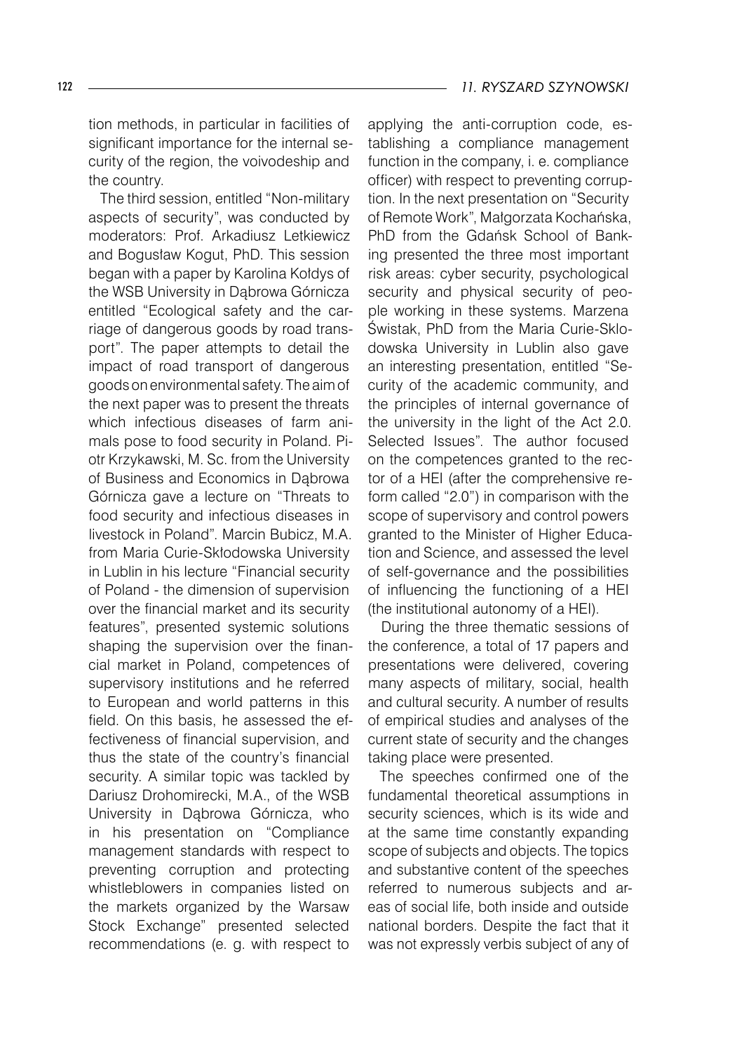tion methods, in particular in facilities of significant importance for the internal security of the region, the voivodeship and the country.

The third session, entitled "Non-military aspects of security", was conducted by moderators: Prof. Arkadiusz Letkiewicz and Bogusław Kogut, PhD. This session began with a paper by Karolina Kołdys of the WSB University in Dąbrowa Górnicza entitled "Ecological safety and the carriage of dangerous goods by road transport". The paper attempts to detail the impact of road transport of dangerous goods on environmental safety. The aim of the next paper was to present the threats which infectious diseases of farm animals pose to food security in Poland. Piotr Krzykawski, M. Sc. from the University of Business and Economics in Dąbrowa Górnicza gave a lecture on "Threats to food security and infectious diseases in livestock in Poland". Marcin Bubicz, M.A. from Maria Curie-Skłodowska University in Lublin in his lecture "Financial security of Poland - the dimension of supervision over the financial market and its security features", presented systemic solutions shaping the supervision over the financial market in Poland, competences of supervisory institutions and he referred to European and world patterns in this field. On this basis, he assessed the effectiveness of financial supervision, and thus the state of the country's financial security. A similar topic was tackled by Dariusz Drohomirecki, M.A., of the WSB University in Dąbrowa Górnicza, who in his presentation on "Compliance management standards with respect to preventing corruption and protecting whistleblowers in companies listed on the markets organized by the Warsaw Stock Exchange" presented selected recommendations (e. g. with respect to applying the anti-corruption code, establishing a compliance management function in the company, i. e. compliance officer) with respect to preventing corruption. In the next presentation on "Security of Remote Work", Małgorzata Kochańska, PhD from the Gdańsk School of Banking presented the three most important risk areas: cyber security, psychological security and physical security of people working in these systems. Marzena Świstak, PhD from the Maria Curie-Sklodowska University in Lublin also gave an interesting presentation, entitled "Security of the academic community, and the principles of internal governance of the university in the light of the Act 2.0. Selected Issues". The author focused on the competences granted to the rector of a HEI (after the comprehensive reform called "2.0") in comparison with the scope of supervisory and control powers granted to the Minister of Higher Education and Science, and assessed the level of self-governance and the possibilities of influencing the functioning of a HEI (the institutional autonomy of a HEI).

During the three thematic sessions of the conference, a total of 17 papers and presentations were delivered, covering many aspects of military, social, health and cultural security. A number of results of empirical studies and analyses of the current state of security and the changes taking place were presented.

The speeches confirmed one of the fundamental theoretical assumptions in security sciences, which is its wide and at the same time constantly expanding scope of subjects and objects. The topics and substantive content of the speeches referred to numerous subjects and areas of social life, both inside and outside national borders. Despite the fact that it was not expressly verbis subject of any of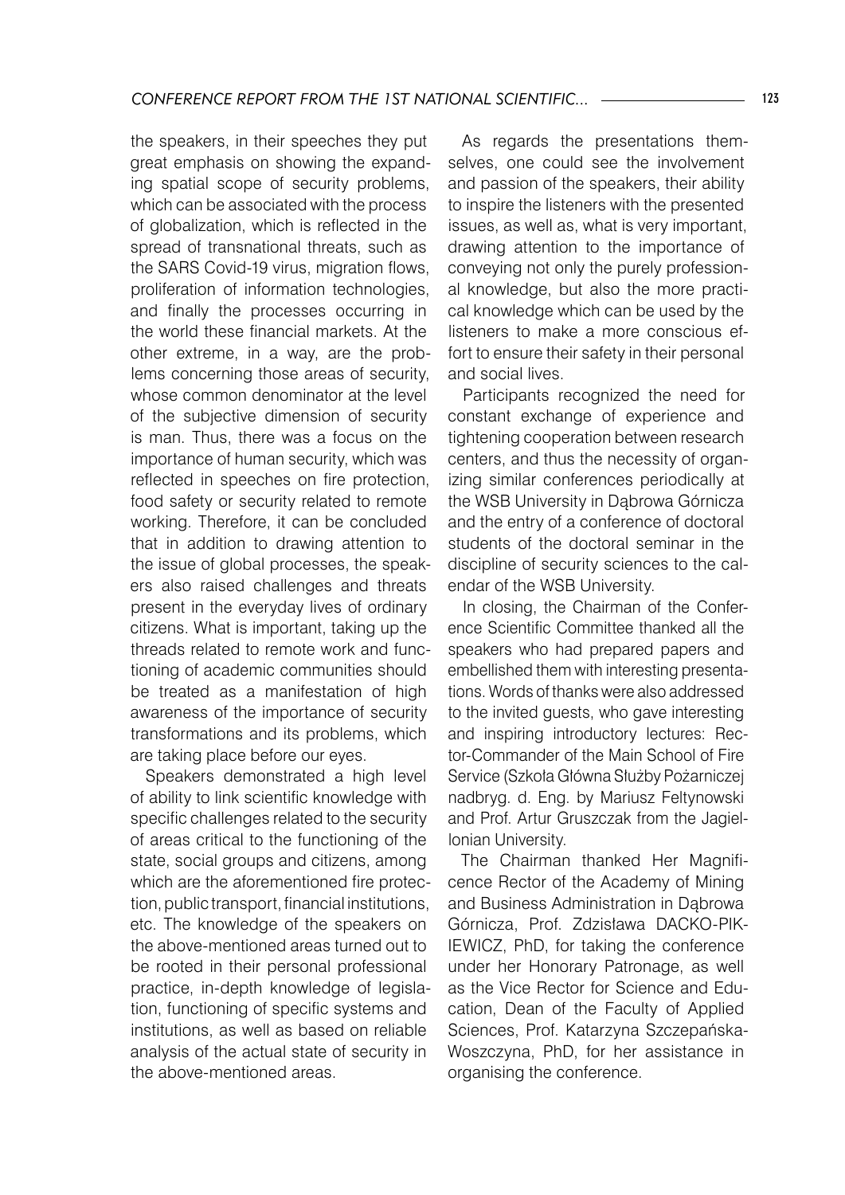the speakers, in their speeches they put great emphasis on showing the expanding spatial scope of security problems, which can be associated with the process of globalization, which is reflected in the spread of transnational threats, such as the SARS Covid-19 virus, migration flows, proliferation of information technologies, and finally the processes occurring in the world these financial markets. At the other extreme, in a way, are the problems concerning those areas of security, whose common denominator at the level of the subjective dimension of security is man. Thus, there was a focus on the importance of human security, which was reflected in speeches on fire protection, food safety or security related to remote working. Therefore, it can be concluded that in addition to drawing attention to the issue of global processes, the speakers also raised challenges and threats present in the everyday lives of ordinary citizens. What is important, taking up the threads related to remote work and functioning of academic communities should be treated as a manifestation of high awareness of the importance of security transformations and its problems, which are taking place before our eyes.

Speakers demonstrated a high level of ability to link scientific knowledge with specific challenges related to the security of areas critical to the functioning of the state, social groups and citizens, among which are the aforementioned fire protection, public transport, financial institutions, etc. The knowledge of the speakers on the above-mentioned areas turned out to be rooted in their personal professional practice, in-depth knowledge of legislation, functioning of specific systems and institutions, as well as based on reliable analysis of the actual state of security in the above-mentioned areas.

As regards the presentations themselves, one could see the involvement and passion of the speakers, their ability to inspire the listeners with the presented issues, as well as, what is very important, drawing attention to the importance of conveying not only the purely professional knowledge, but also the more practical knowledge which can be used by the listeners to make a more conscious effort to ensure their safety in their personal and social lives.

Participants recognized the need for constant exchange of experience and tightening cooperation between research centers, and thus the necessity of organizing similar conferences periodically at the WSB University in Dąbrowa Górnicza and the entry of a conference of doctoral students of the doctoral seminar in the discipline of security sciences to the calendar of the WSB University.

In closing, the Chairman of the Conference Scientific Committee thanked all the speakers who had prepared papers and embellished them with interesting presentations. Words of thanks were also addressed to the invited guests, who gave interesting and inspiring introductory lectures: Rector-Commander of the Main School of Fire Service (Szkoła Główna Służby Pożarniczej nadbryg. d. Eng. by Mariusz Feltynowski and Prof. Artur Gruszczak from the Jagiellonian University.

The Chairman thanked Her Magnificence Rector of the Academy of Mining and Business Administration in Dąbrowa Górnicza, Prof. Zdzisława DACKO-PIKIEWICZ, PhD, for taking the conference under her Honorary Patronage, as well as the Vice Rector for Science and Education, Dean of the Faculty of Applied Sciences, Prof. Katarzyna Szczepańska-Woszczyna, PhD, for her assistance in organising the conference.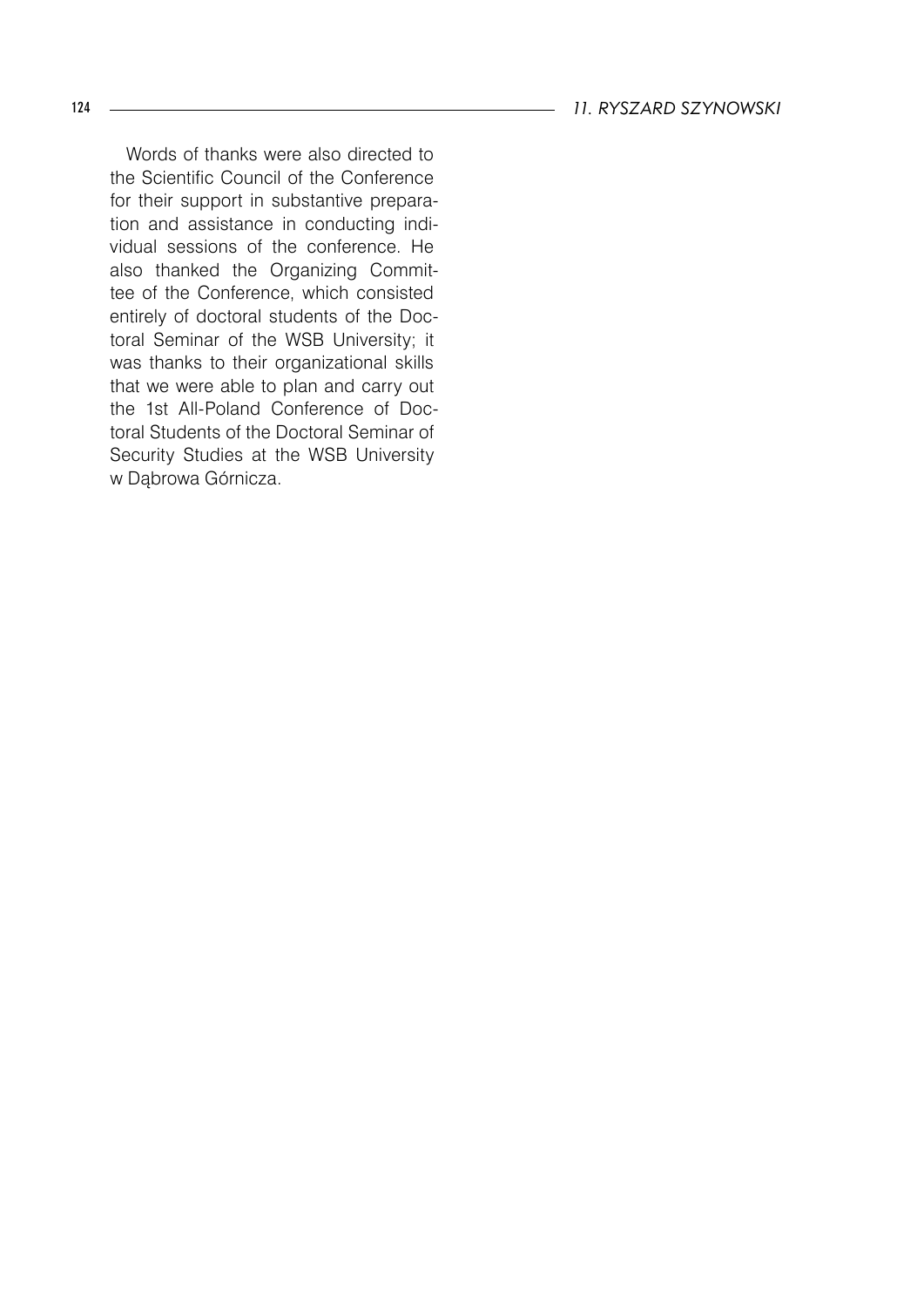Words of thanks were also directed to the Scientific Council of the Conference for their support in substantive preparation and assistance in conducting individual sessions of the conference. He also thanked the Organizing Committee of the Conference, which consisted entirely of doctoral students of the Doctoral Seminar of the WSB University; it was thanks to their organizational skills that we were able to plan and carry out the 1st All-Poland Conference of Doctoral Students of the Doctoral Seminar of Security Studies at the WSB University w Dąbrowa Górnicza.